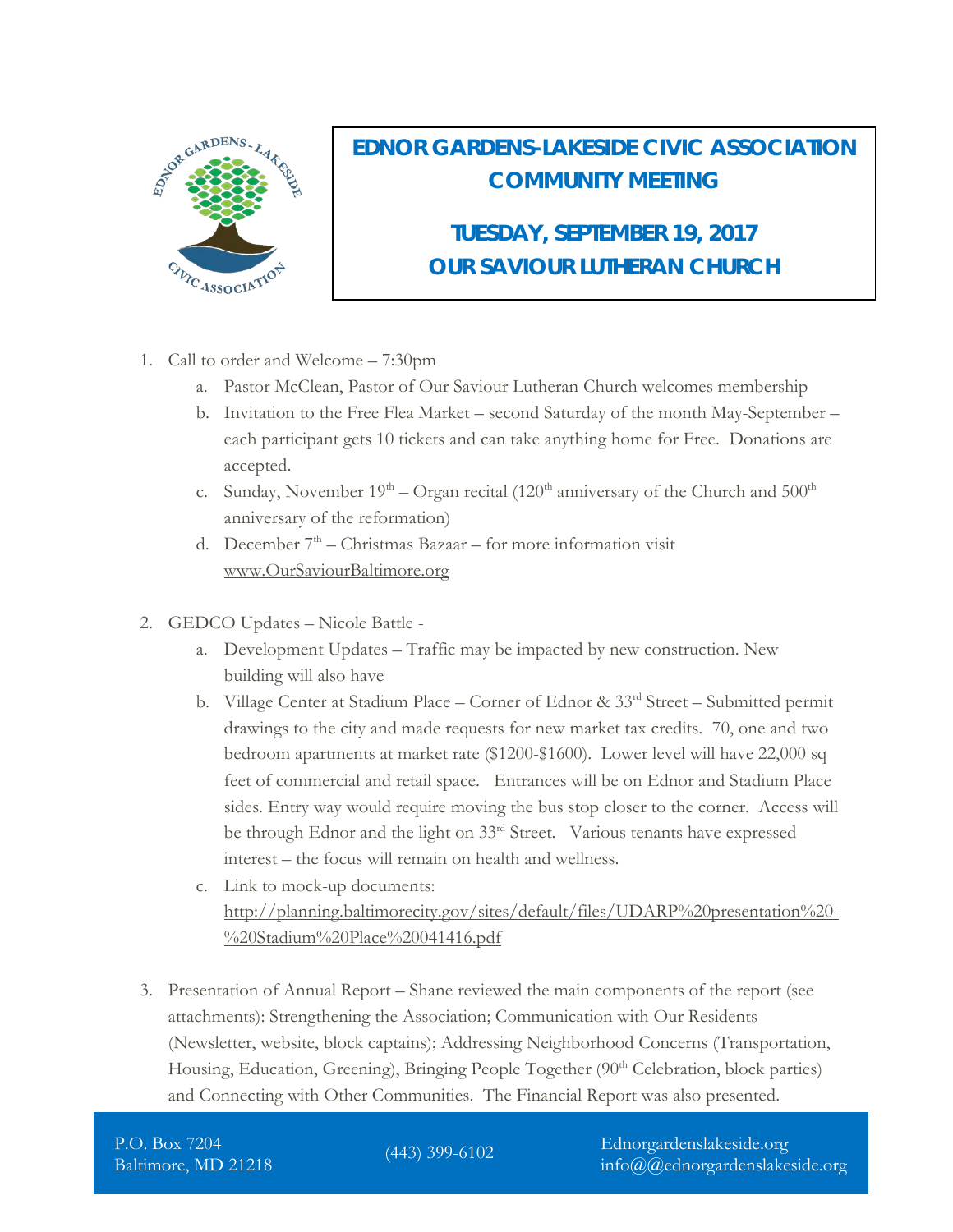# EDNOR GARDENS-LAKESIDE CIVIC ASSOCIATION COMMUNITY MEETING

## TUESDAY, SEPTEMBER 19, 2017
## OUR SAVIOUR LUTHERAN CHURCH

1. Call to order and Welcome – 7:30pm
   a. Pastor McClean, Pastor of Our Saviour Lutheran Church welcomes membership
   b. Invitation to the Free Flea Market – second Saturday of the month May-September – each participant gets 10 tickets and can take anything home for Free. Donations are accepted.
   c. Sunday, November 19th – Organ recital (120th anniversary of the Church and 500th anniversary of the reformation)
   d. December 7th – Christmas Bazaar – for more information visit www.OurSaviourBaltimore.org

2. GEDCO Updates – Nicole Battle -
   a. Development Updates – Traffic may be impacted by new construction. New building will also have
   b. Village Center at Stadium Place – Corner of Ednor & 33rd Street – Submitted permit drawings to the city and made requests for new market tax credits. 70, one and two bedroom apartments at market rate ($1200-$1600). Lower level will have 22,000 sq feet of commercial and retail space. Entrances will be on Ednor and Stadium Place sides. Entry way would require moving the bus stop closer to the corner. Access will be through Ednor and the light on 33rd Street. Various tenants have expressed interest – the focus will remain on health and wellness.
   c. Link to mock-up documents: http://planning.baltimorecity.gov/sites/default/files/UDARP%20presentation%20-%20Stadium%20Place%20041416.pdf

3. Presentation of Annual Report – Shane reviewed the main components of the report (see attachments): Strengthening the Association; Communication with Our Residents (Newsletter, website, block captains); Addressing Neighborhood Concerns (Transportation, Housing, Education, Greening), Bringing People Together (90th Celebration, block parties) and Connecting with Other Communities. The Financial Report was also presented.

P.O. Box 7204
Baltimore, MD 21218

(443) 399-6102

Ednorgardenslakeside.org
info@@ednorgardenslakeside.org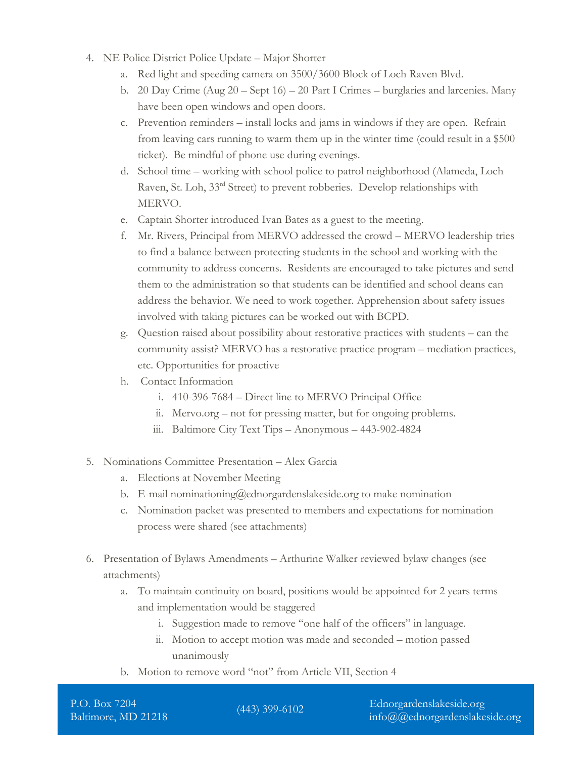4. NE Police District Police Update – Major Shorter
    a. Red light and speeding camera on 3500/3600 Block of Loch Raven Blvd.
    b. 20 Day Crime (Aug 20 – Sept 16) – 20 Part I Crimes – burglaries and larcenies. Many have been open windows and open doors.
    c. Prevention reminders – install locks and jams in windows if they are open. Refrain from leaving cars running to warm them up in the winter time (could result in a $500 ticket). Be mindful of phone use during evenings.
    d. School time – working with school police to patrol neighborhood (Alameda, Loch Raven, St. Loh, 33rd Street) to prevent robberies. Develop relationships with MERVO.
    e. Captain Shorter introduced Ivan Bates as a guest to the meeting.
    f. Mr. Rivers, Principal from MERVO addressed the crowd – MERVO leadership tries to find a balance between protecting students in the school and working with the community to address concerns. Residents are encouraged to take pictures and send them to the administration so that students can be identified and school deans can address the behavior. We need to work together. Apprehension about safety issues involved with taking pictures can be worked out with BCPD.
    g. Question raised about possibility about restorative practices with students – can the community assist? MERVO has a restorative practice program – mediation practices, etc. Opportunities for proactive
    h. Contact Information
        i. 410-396-7684 – Direct line to MERVO Principal Office
        ii. Mervo.org – not for pressing matter, but for ongoing problems.
        iii. Baltimore City Text Tips – Anonymous – 443-902-4824

5. Nominations Committee Presentation – Alex Garcia
    a. Elections at November Meeting
    b. E-mail nominationing@ednorgardenslakeside.org to make nomination
    c. Nomination packet was presented to members and expectations for nomination process were shared (see attachments)

6. Presentation of Bylaws Amendments – Arthurine Walker reviewed bylaw changes (see attachments)
    a. To maintain continuity on board, positions would be appointed for 2 years terms and implementation would be staggered
        i. Suggestion made to remove "one half of the officers" in language.
        ii. Motion to accept motion was made and seconded – motion passed unanimously
    b. Motion to remove word "not" from Article VII, Section 4

P.O. Box 7204
Baltimore, MD 21218

(443) 399-6102

Ednorgardenslakeside.org
info@@ednorgardenslakeside.org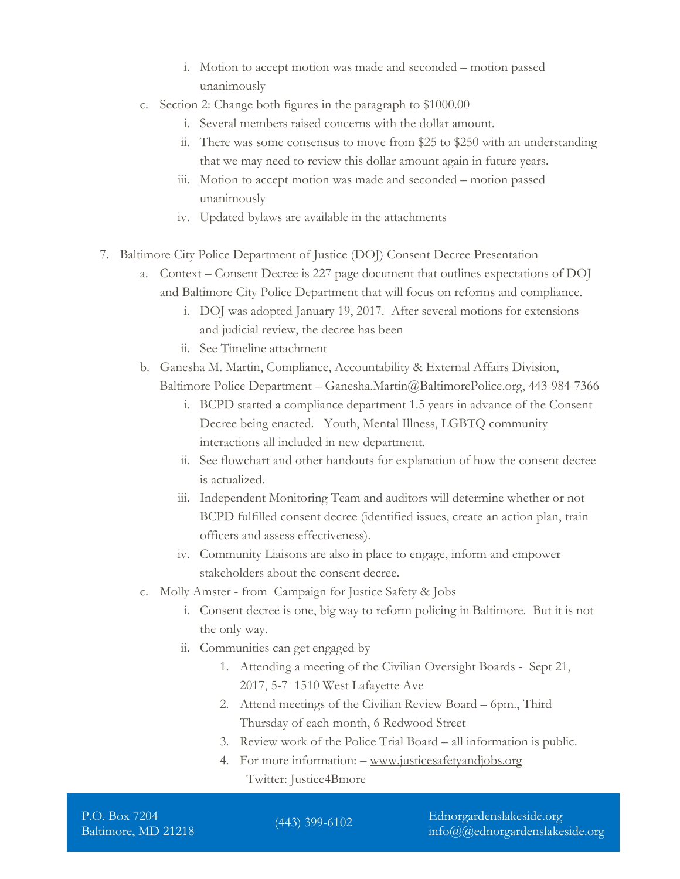i. Motion to accept motion was made and seconded – motion passed unanimously

   c. Section 2: Change both figures in the paragraph to $1000.00
        i. Several members raised concerns with the dollar amount.
        ii. There was some consensus to move from $25 to $250 with an understanding that we may need to review this dollar amount again in future years.
        iii. Motion to accept motion was made and seconded – motion passed unanimously
        iv. Updated bylaws are available in the attachments

7. Baltimore City Police Department of Justice (DOJ) Consent Decree Presentation
   a. Context – Consent Decree is 227 page document that outlines expectations of DOJ and Baltimore City Police Department that will focus on reforms and compliance.
        i. DOJ was adopted January 19, 2017. After several motions for extensions and judicial review, the decree has been
        ii. See Timeline attachment
   b. Ganesha M. Martin, Compliance, Accountability & External Affairs Division, Baltimore Police Department – Ganesha.Martin@BaltimorePolice.org, 443-984-7366
        i. BCPD started a compliance department 1.5 years in advance of the Consent Decree being enacted. Youth, Mental Illness, LGBTQ community interactions all included in new department.
        ii. See flowchart and other handouts for explanation of how the consent decree is actualized.
        iii. Independent Monitoring Team and auditors will determine whether or not BCPD fulfilled consent decree (identified issues, create an action plan, train officers and assess effectiveness).
        iv. Community Liaisons are also in place to engage, inform and empower stakeholders about the consent decree.
   c. Molly Amster - from Campaign for Justice Safety & Jobs
        i. Consent decree is one, big way to reform policing in Baltimore. But it is not the only way.
        ii. Communities can get engaged by
            1. Attending a meeting of the Civilian Oversight Boards - Sept 21, 2017, 5-7 1510 West Lafayette Ave
            2. Attend meetings of the Civilian Review Board – 6pm., Third Thursday of each month, 6 Redwood Street
            3. Review work of the Police Trial Board – all information is public.
            4. For more information: – www.justicesafetyandjobs.org
               Twitter: Justice4Bmore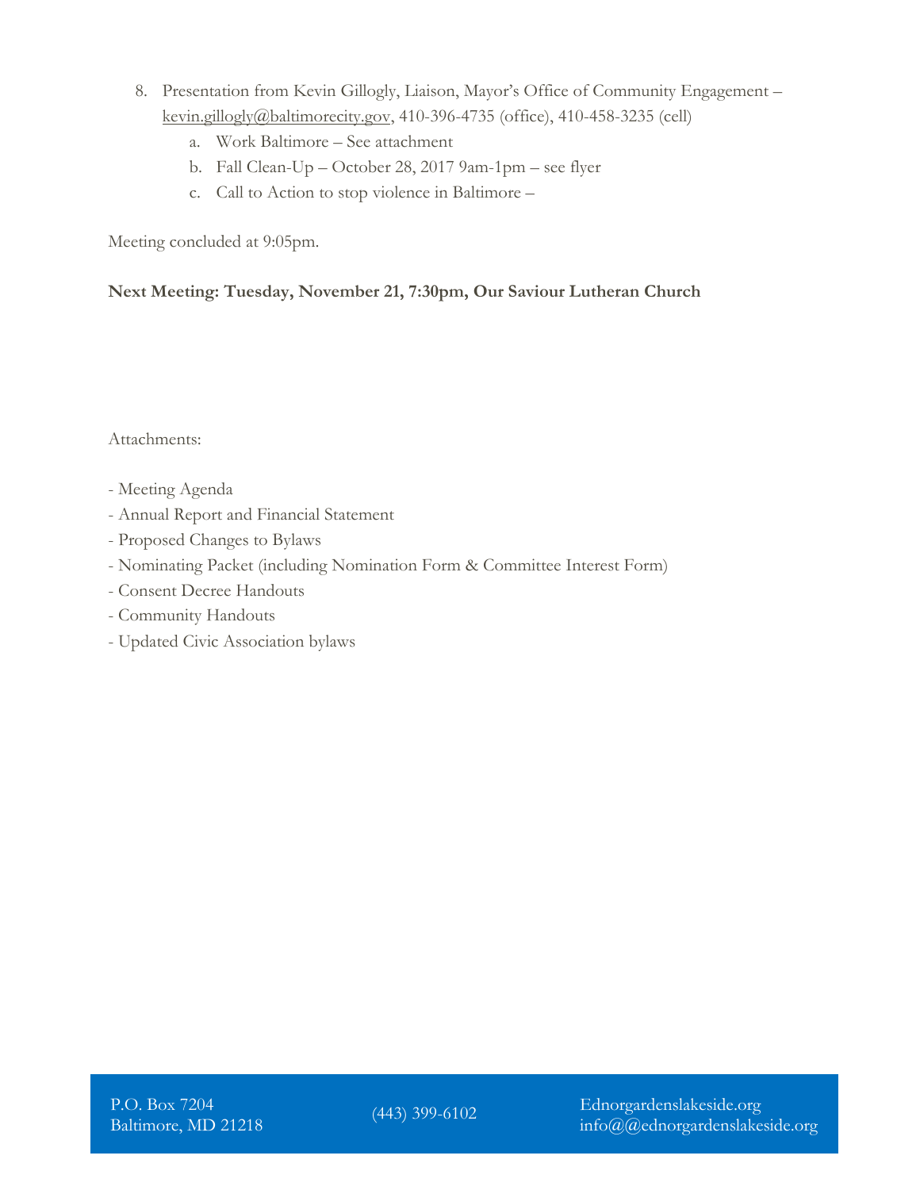8. Presentation from Kevin Gillogly, Liaison, Mayor's Office of Community Engagement – kevin.gillogly@baltimorecity.gov, 410-396-4735 (office), 410-458-3235 (cell)
   a. Work Baltimore – See attachment
   b. Fall Clean-Up – October 28, 2017 9am-1pm – see flyer
   c. Call to Action to stop violence in Baltimore –

Meeting concluded at 9:05pm.

**Next Meeting: Tuesday, November 21, 7:30pm, Our Saviour Lutheran Church**

Attachments:

- Meeting Agenda
- Annual Report and Financial Statement
- Proposed Changes to Bylaws
- Nominating Packet (including Nomination Form & Committee Interest Form)
- Consent Decree Handouts
- Community Handouts
- Updated Civic Association bylaws

P.O. Box 7204
Baltimore, MD 21218

(443) 399-6102

Ednorgardenslakeside.org
info@@ednorgardenslakeside.org